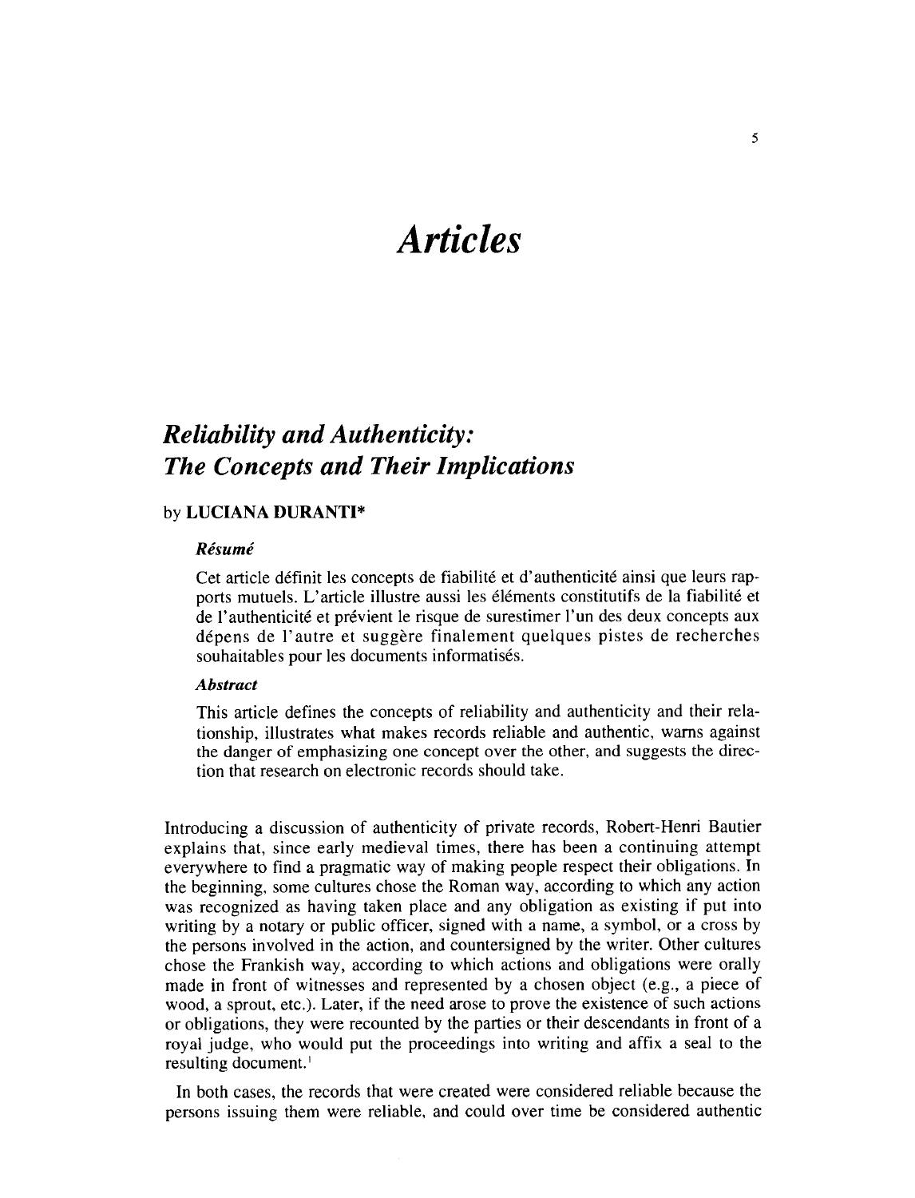# *Articles*

## *Reliability and Authenticity: The Concepts and Their Implications*

by **LUCIANA DURANTI***

***Résumé***

Cet article définit les concepts de fiabilité et d'authenticité ainsi que leurs rapports mutuels. L'article illustre aussi les éléments constitutifs de la fiabilité et de l'authenticité et prévient le risque de surestimer l'un des deux concepts aux dépens de l'autre et suggère finalement quelques pistes de recherches souhaitables pour les documents informatisés.

***Abstract***

This article defines the concepts of reliability and authenticity and their relationship, illustrates what makes records reliable and authentic, warns against the danger of emphasizing one concept over the other, and suggests the direction that research on electronic records should take.

Introducing a discussion of authenticity of private records, Robert-Henri Bautier explains that, since early medieval times, there has been a continuing attempt everywhere to find a pragmatic way of making people respect their obligations. In the beginning, some cultures chose the Roman way, according to which any action was recognized as having taken place and any obligation as existing if put into writing by a notary or public officer, signed with a name, a symbol, or a cross by the persons involved in the action, and countersigned by the writer. Other cultures chose the Frankish way, according to which actions and obligations were orally made in front of witnesses and represented by a chosen object (e.g., a piece of wood, a sprout, etc.). Later, if the need arose to prove the existence of such actions or obligations, they were recounted by the parties or their descendants in front of a royal judge, who would put the proceedings into writing and affix a seal to the resulting document.[1]

In both cases, the records that were created were considered reliable because the persons issuing them were reliable, and could over time be considered authentic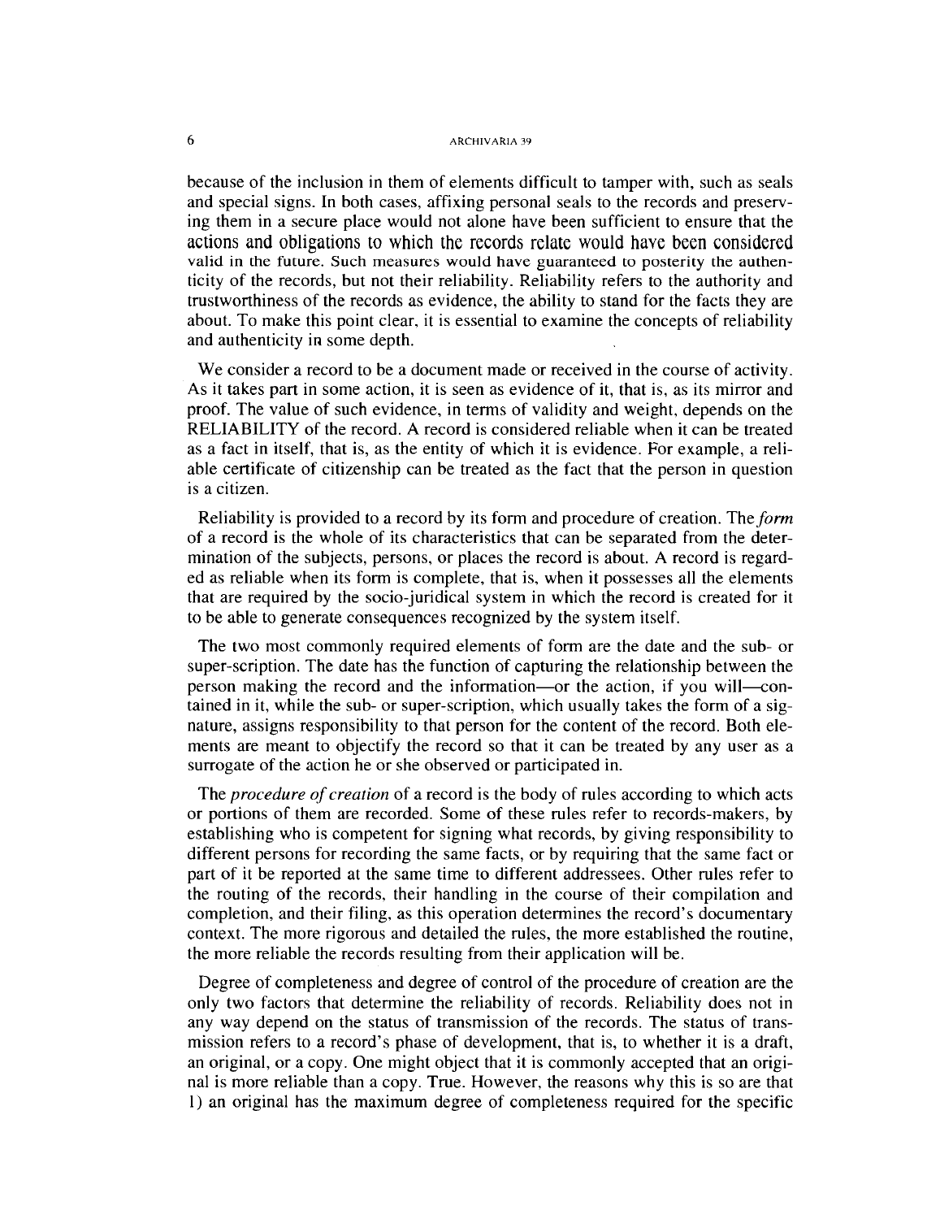because of the inclusion in them of elements difficult to tamper with, such as seals and special signs. In both cases, affixing personal seals to the records and preserving them in a secure place would not alone have been sufficient to ensure that the actions and obligations to which the records relate would have been considered valid in the future. Such measures would have guaranteed to posterity the authenticity of the records, but not their reliability. Reliability refers to the authority and trustworthiness of the records as evidence, the ability to stand for the facts they are about. To make this point clear, it is essential to examine the concepts of reliability and authenticity in some depth.

We consider a record to be a document made or received in the course of activity. As it takes part in some action, it is seen as evidence of it, that is, as its mirror and proof. The value of such evidence, in terms of validity and weight, depends on the RELIABILITY of the record. A record is considered reliable when it can be treated as a fact in itself, that is, as the entity of which it is evidence. For example, a reliable certificate of citizenship can be treated as the fact that the person in question is a citizen.

Reliability is provided to a record by its form and procedure of creation. The *form* of a record is the whole of its characteristics that can be separated from the determination of the subjects, persons, or places the record is about. A record is regarded as reliable when its form is complete, that is, when it possesses all the elements that are required by the socio-juridical system in which the record is created for it to be able to generate consequences recognized by the system itself.

The two most commonly required elements of form are the date and the sub- or super-scription. The date has the function of capturing the relationship between the person making the record and the information—or the action, if you will—contained in it, while the sub- or super-scription, which usually takes the form of a signature, assigns responsibility to that person for the content of the record. Both elements are meant to objectify the record so that it can be treated by any user as a surrogate of the action he or she observed or participated in.

The *procedure of creation* of a record is the body of rules according to which acts or portions of them are recorded. Some of these rules refer to records-makers, by establishing who is competent for signing what records, by giving responsibility to different persons for recording the same facts, or by requiring that the same fact or part of it be reported at the same time to different addressees. Other rules refer to the routing of the records, their handling in the course of their compilation and completion, and their filing, as this operation determines the record's documentary context. The more rigorous and detailed the rules, the more established the routine, the more reliable the records resulting from their application will be.

Degree of completeness and degree of control of the procedure of creation are the only two factors that determine the reliability of records. Reliability does not in any way depend on the status of transmission of the records. The status of transmission refers to a record's phase of development, that is, to whether it is a draft, an original, or a copy. One might object that it is commonly accepted that an original is more reliable than a copy. True. However, the reasons why this is so are that 1) an original has the maximum degree of completeness required for the specific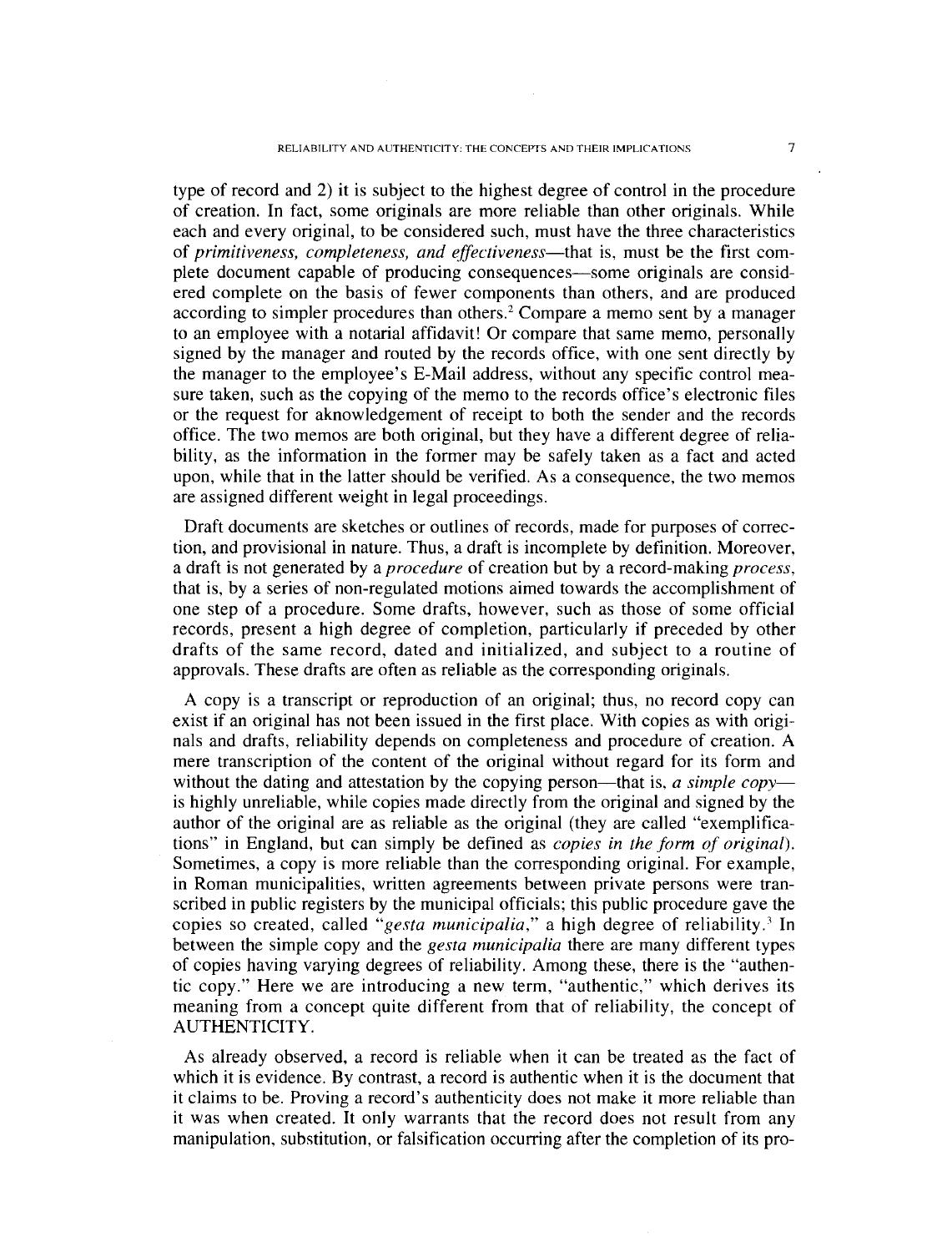type of record and 2) it is subject to the highest degree of control in the procedure of creation. In fact, some originals are more reliable than other originals. While each and every original, to be considered such, must have the three characteristics of *primitiveness, completeness, and effectiveness*—that is, must be the first complete document capable of producing consequences—some originals are considered complete on the basis of fewer components than others, and are produced according to simpler procedures than others.[2] Compare a memo sent by a manager to an employee with a notarial affidavit! Or compare that same memo, personally signed by the manager and routed by the records office, with one sent directly by the manager to the employee's E-Mail address, without any specific control measure taken, such as the copying of the memo to the records office's electronic files or the request for aknowledgement of receipt to both the sender and the records office. The two memos are both original, but they have a different degree of reliability, as the information in the former may be safely taken as a fact and acted upon, while that in the latter should be verified. As a consequence, the two memos are assigned different weight in legal proceedings.

Draft documents are sketches or outlines of records, made for purposes of correction, and provisional in nature. Thus, a draft is incomplete by definition. Moreover, a draft is not generated by a *procedure* of creation but by a record-making *process*, that is, by a series of non-regulated motions aimed towards the accomplishment of one step of a procedure. Some drafts, however, such as those of some official records, present a high degree of completion, particularly if preceded by other drafts of the same record, dated and initialized, and subject to a routine of approvals. These drafts are often as reliable as the corresponding originals.

A copy is a transcript or reproduction of an original; thus, no record copy can exist if an original has not been issued in the first place. With copies as with originals and drafts, reliability depends on completeness and procedure of creation. A mere transcription of the content of the original without regard for its form and without the dating and attestation by the copying person—that is, *a simple copy*—is highly unreliable, while copies made directly from the original and signed by the author of the original are as reliable as the original (they are called "exemplifications" in England, but can simply be defined as *copies in the form of original*). Sometimes, a copy is more reliable than the corresponding original. For example, in Roman municipalities, written agreements between private persons were transcribed in public registers by the municipal officials; this public procedure gave the copies so created, called "*gesta municipalia*," a high degree of reliability.[3] In between the simple copy and the *gesta municipalia* there are many different types of copies having varying degrees of reliability. Among these, there is the "authentic copy." Here we are introducing a new term, "authentic," which derives its meaning from a concept quite different from that of reliability, the concept of AUTHENTICITY.

As already observed, a record is reliable when it can be treated as the fact of which it is evidence. By contrast, a record is authentic when it is the document that it claims to be. Proving a record's authenticity does not make it more reliable than it was when created. It only warrants that the record does not result from any manipulation, substitution, or falsification occurring after the completion of its pro-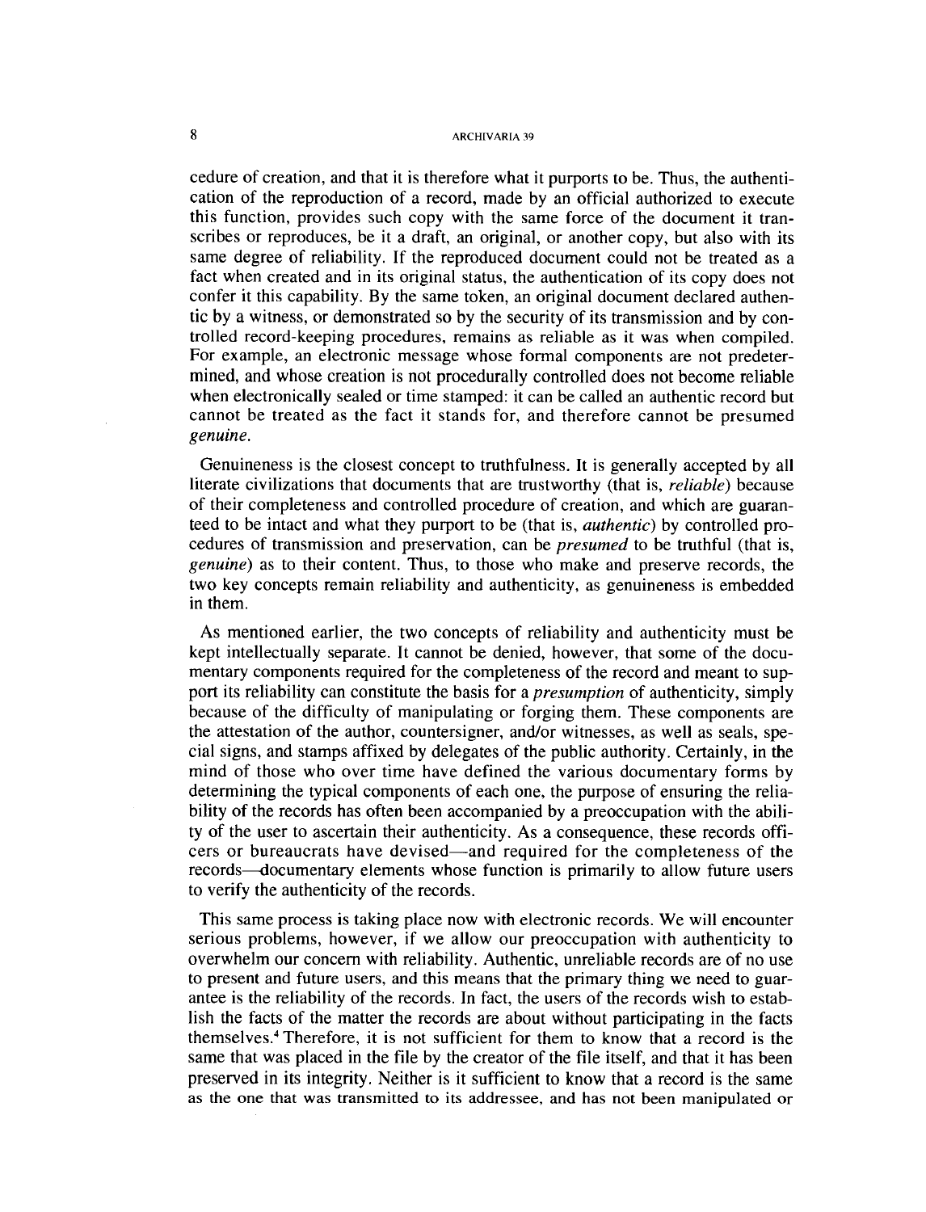cedure of creation, and that it is therefore what it purports to be. Thus, the authentication of the reproduction of a record, made by an official authorized to execute this function, provides such copy with the same force of the document it transcribes or reproduces, be it a draft, an original, or another copy, but also with its same degree of reliability. If the reproduced document could not be treated as a fact when created and in its original status, the authentication of its copy does not confer it this capability. By the same token, an original document declared authentic by a witness, or demonstrated so by the security of its transmission and by controlled record-keeping procedures, remains as reliable as it was when compiled. For example, an electronic message whose formal components are not predetermined, and whose creation is not procedurally controlled does not become reliable when electronically sealed or time stamped: it can be called an authentic record but cannot be treated as the fact it stands for, and therefore cannot be presumed *genuine*.

Genuineness is the closest concept to truthfulness. It is generally accepted by all literate civilizations that documents that are trustworthy (that is, *reliable*) because of their completeness and controlled procedure of creation, and which are guaranteed to be intact and what they purport to be (that is, *authentic*) by controlled procedures of transmission and preservation, can be *presumed* to be truthful (that is, *genuine*) as to their content. Thus, to those who make and preserve records, the two key concepts remain reliability and authenticity, as genuineness is embedded in them.

As mentioned earlier, the two concepts of reliability and authenticity must be kept intellectually separate. It cannot be denied, however, that some of the documentary components required for the completeness of the record and meant to support its reliability can constitute the basis for a *presumption* of authenticity, simply because of the difficulty of manipulating or forging them. These components are the attestation of the author, countersigner, and/or witnesses, as well as seals, special signs, and stamps affixed by delegates of the public authority. Certainly, in the mind of those who over time have defined the various documentary forms by determining the typical components of each one, the purpose of ensuring the reliability of the records has often been accompanied by a preoccupation with the ability of the user to ascertain their authenticity. As a consequence, these records officers or bureaucrats have devised—and required for the completeness of the records—documentary elements whose function is primarily to allow future users to verify the authenticity of the records.

This same process is taking place now with electronic records. We will encounter serious problems, however, if we allow our preoccupation with authenticity to overwhelm our concern with reliability. Authentic, unreliable records are of no use to present and future users, and this means that the primary thing we need to guarantee is the reliability of the records. In fact, the users of the records wish to establish the facts of the matter the records are about without participating in the facts themselves.[4] Therefore, it is not sufficient for them to know that a record is the same that was placed in the file by the creator of the file itself, and that it has been preserved in its integrity. Neither is it sufficient to know that a record is the same as the one that was transmitted to its addressee, and has not been manipulated or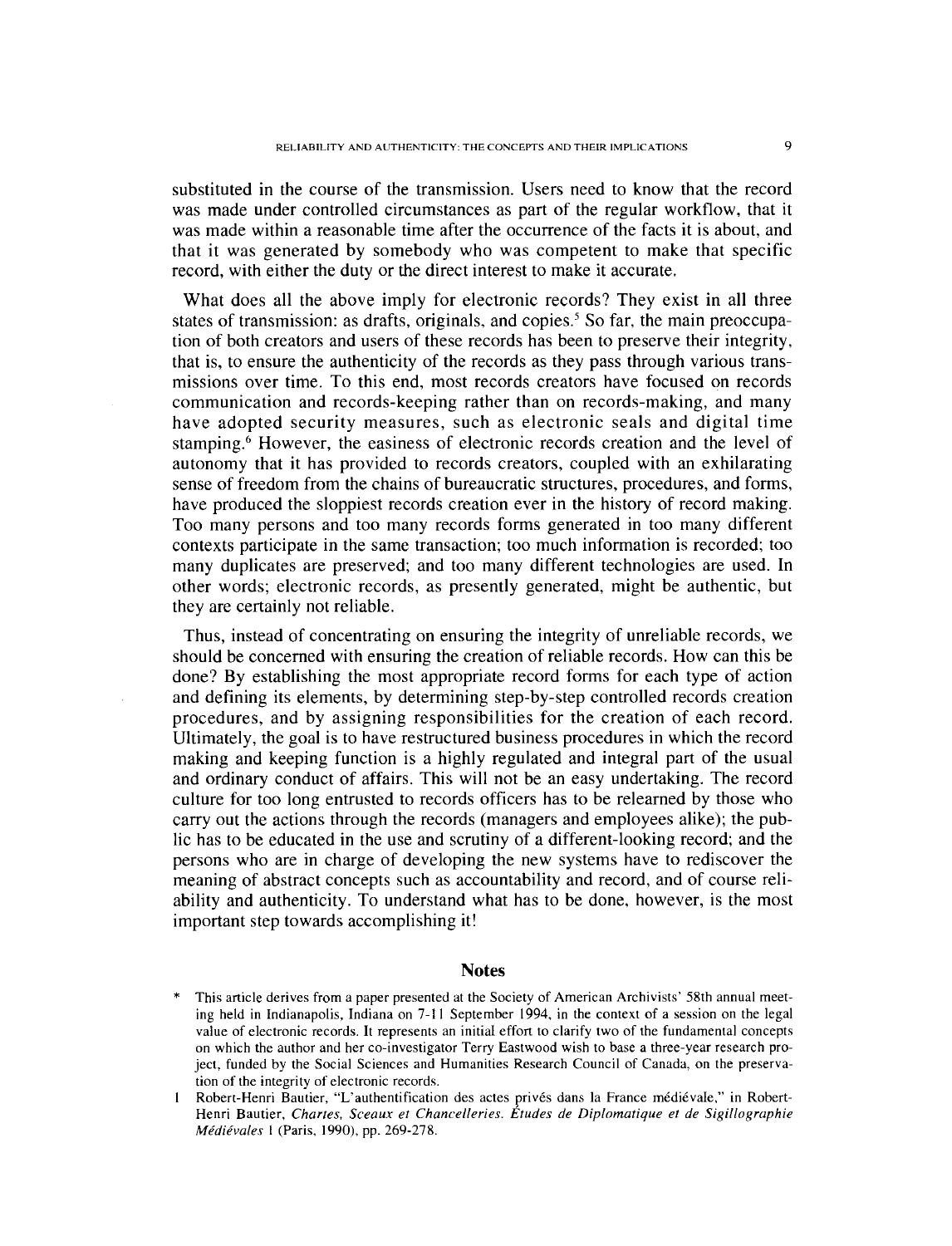substituted in the course of the transmission. Users need to know that the record was made under controlled circumstances as part of the regular workflow, that it was made within a reasonable time after the occurrence of the facts it is about, and that it was generated by somebody who was competent to make that specific record, with either the duty or the direct interest to make it accurate.

What does all the above imply for electronic records? They exist in all three states of transmission: as drafts, originals, and copies.[5] So far, the main preoccupation of both creators and users of these records has been to preserve their integrity, that is, to ensure the authenticity of the records as they pass through various transmissions over time. To this end, most records creators have focused on records communication and records-keeping rather than on records-making, and many have adopted security measures, such as electronic seals and digital time stamping.[6] However, the easiness of electronic records creation and the level of autonomy that it has provided to records creators, coupled with an exhilarating sense of freedom from the chains of bureaucratic structures, procedures, and forms, have produced the sloppiest records creation ever in the history of record making. Too many persons and too many records forms generated in too many different contexts participate in the same transaction; too much information is recorded; too many duplicates are preserved; and too many different technologies are used. In other words; electronic records, as presently generated, might be authentic, but they are certainly not reliable.

Thus, instead of concentrating on ensuring the integrity of unreliable records, we should be concerned with ensuring the creation of reliable records. How can this be done? By establishing the most appropriate record forms for each type of action and defining its elements, by determining step-by-step controlled records creation procedures, and by assigning responsibilities for the creation of each record. Ultimately, the goal is to have restructured business procedures in which the record making and keeping function is a highly regulated and integral part of the usual and ordinary conduct of affairs. This will not be an easy undertaking. The record culture for too long entrusted to records officers has to be relearned by those who carry out the actions through the records (managers and employees alike); the public has to be educated in the use and scrutiny of a different-looking record; and the persons who are in charge of developing the new systems have to rediscover the meaning of abstract concepts such as accountability and record, and of course reliability and authenticity. To understand what has to be done, however, is the most important step towards accomplishing it!

## Notes

\* This article derives from a paper presented at the Society of American Archivists' 58th annual meeting held in Indianapolis, Indiana on 7-11 September 1994, in the context of a session on the legal value of electronic records. It represents an initial effort to clarify two of the fundamental concepts on which the author and her co-investigator Terry Eastwood wish to base a three-year research project, funded by the Social Sciences and Humanities Research Council of Canada, on the preservation of the integrity of electronic records.

1 Robert-Henri Bautier, "L'authentification des actes privés dans la France médiévale," in Robert-Henri Bautier, *Chartes, Sceaux et Chancelleries. Études de Diplomatique et de Sigillographie Médiévales* 1 (Paris, 1990), pp. 269-278.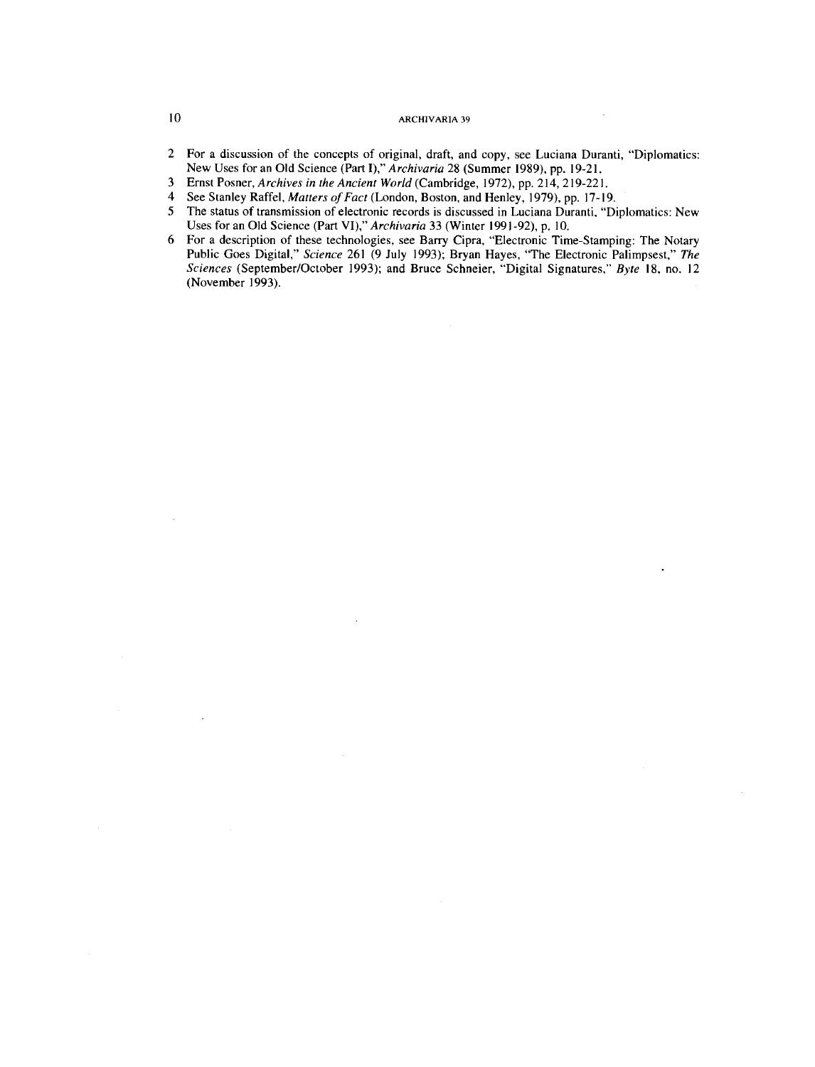2 For a discussion of the concepts of original, draft, and copy, see Luciana Duranti, "Diplomatics: New Uses for an Old Science (Part I)," *Archivaria* 28 (Summer 1989), pp. 19-21.

3 Ernst Posner, *Archives in the Ancient World* (Cambridge, 1972), pp. 214, 219-221.

4 See Stanley Raffel, *Matters of Fact* (London, Boston, and Henley, 1979), pp. 17-19.

5 The status of transmission of electronic records is discussed in Luciana Duranti, "Diplomatics: New Uses for an Old Science (Part VI)," *Archivaria* 33 (Winter 1991-92), p. 10.

6 For a description of these technologies, see Barry Cipra, "Electronic Time-Stamping: The Notary Public Goes Digital," *Science* 261 (9 July 1993); Bryan Hayes, "The Electronic Palimpsest," *The Sciences* (September/October 1993); and Bruce Schneier, "Digital Signatures," *Byte* 18, no. 12 (November 1993).